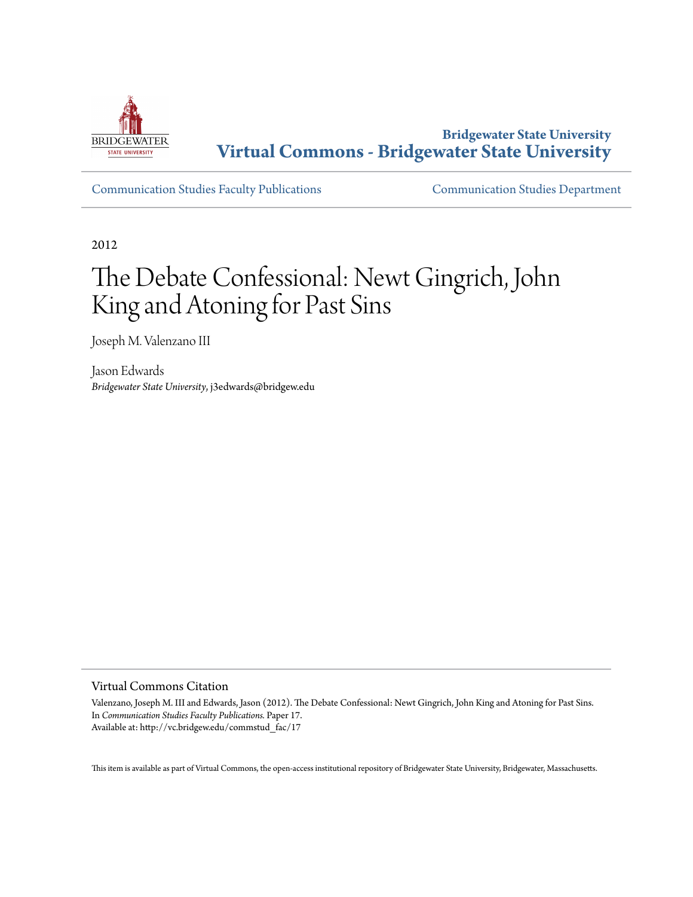Bridgewater State University

Virtual Commons - Bridgewater State University

Communication Studies Faculty Publications

Communication Studies Department

2012

# The Debate Confessional: Newt Gingrich, John King and Atoning for Past Sins

Joseph M. Valenzano III

Jason Edwards
*Bridgewater State University*, j3edwards@bridgew.edu

## Virtual Commons Citation

Valenzano, Joseph M. III and Edwards, Jason (2012). The Debate Confessional: Newt Gingrich, John King and Atoning for Past Sins. In *Communication Studies Faculty Publications.* Paper 17.
Available at: http://vc.bridgew.edu/commstud_fac/17

This item is available as part of Virtual Commons, the open-access institutional repository of Bridgewater State University, Bridgewater, Massachusetts.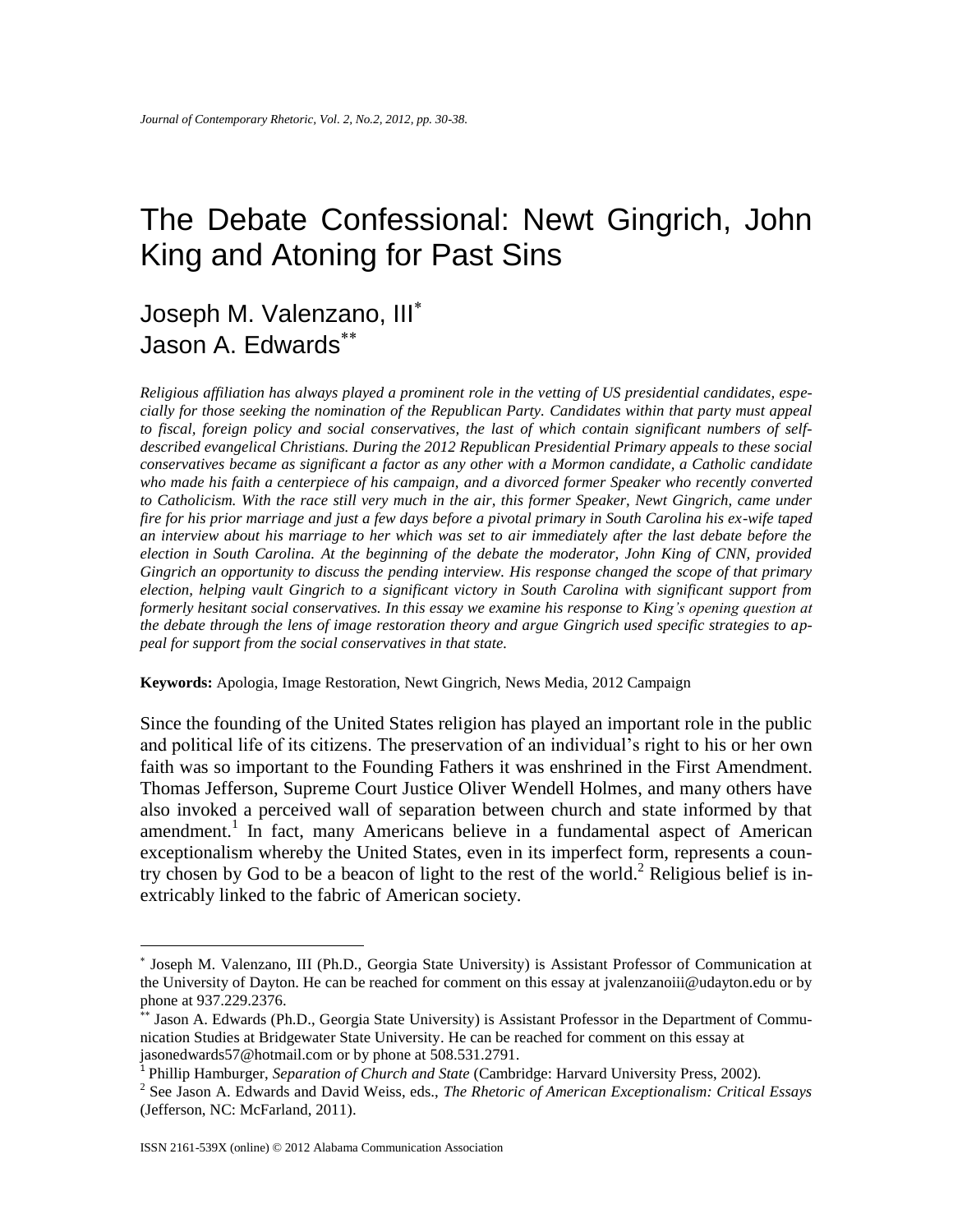# The Debate Confessional: Newt Gingrich, John King and Atoning for Past Sins

## Joseph M. Valenzano, III[*]
## Jason A. Edwards[**]

*Religious affiliation has always played a prominent role in the vetting of US presidential candidates, especially for those seeking the nomination of the Republican Party. Candidates within that party must appeal to fiscal, foreign policy and social conservatives, the last of which contain significant numbers of self-described evangelical Christians. During the 2012 Republican Presidential Primary appeals to these social conservatives became as significant a factor as any other with a Mormon candidate, a Catholic candidate who made his faith a centerpiece of his campaign, and a divorced former Speaker who recently converted to Catholicism. With the race still very much in the air, this former Speaker, Newt Gingrich, came under fire for his prior marriage and just a few days before a pivotal primary in South Carolina his ex-wife taped an interview about his marriage to her which was set to air immediately after the last debate before the election in South Carolina. At the beginning of the debate the moderator, John King of CNN, provided Gingrich an opportunity to discuss the pending interview. His response changed the scope of that primary election, helping vault Gingrich to a significant victory in South Carolina with significant support from formerly hesitant social conservatives. In this essay we examine his response to King's opening question at the debate through the lens of image restoration theory and argue Gingrich used specific strategies to appeal for support from the social conservatives in that state.*

**Keywords:** Apologia, Image Restoration, Newt Gingrich, News Media, 2012 Campaign

Since the founding of the United States religion has played an important role in the public and political life of its citizens. The preservation of an individual's right to his or her own faith was so important to the Founding Fathers it was enshrined in the First Amendment. Thomas Jefferson, Supreme Court Justice Oliver Wendell Holmes, and many others have also invoked a perceived wall of separation between church and state informed by that amendment.[1] In fact, many Americans believe in a fundamental aspect of American exceptionalism whereby the United States, even in its imperfect form, represents a country chosen by God to be a beacon of light to the rest of the world.[2] Religious belief is inextricably linked to the fabric of American society.

---

[*] Joseph M. Valenzano, III (Ph.D., Georgia State University) is Assistant Professor of Communication at the University of Dayton. He can be reached for comment on this essay at jvalenzanoiii@udayton.edu or by phone at 937.229.2376.

[**] Jason A. Edwards (Ph.D., Georgia State University) is Assistant Professor in the Department of Communication Studies at Bridgewater State University. He can be reached for comment on this essay at jasonedwards57@hotmail.com or by phone at 508.531.2791.

[1] Phillip Hamburger, *Separation of Church and State* (Cambridge: Harvard University Press, 2002).

[2] See Jason A. Edwards and David Weiss, eds., *The Rhetoric of American Exceptionalism: Critical Essays* (Jefferson, NC: McFarland, 2011).

ISSN 2161-539X (online) © 2012 Alabama Communication Association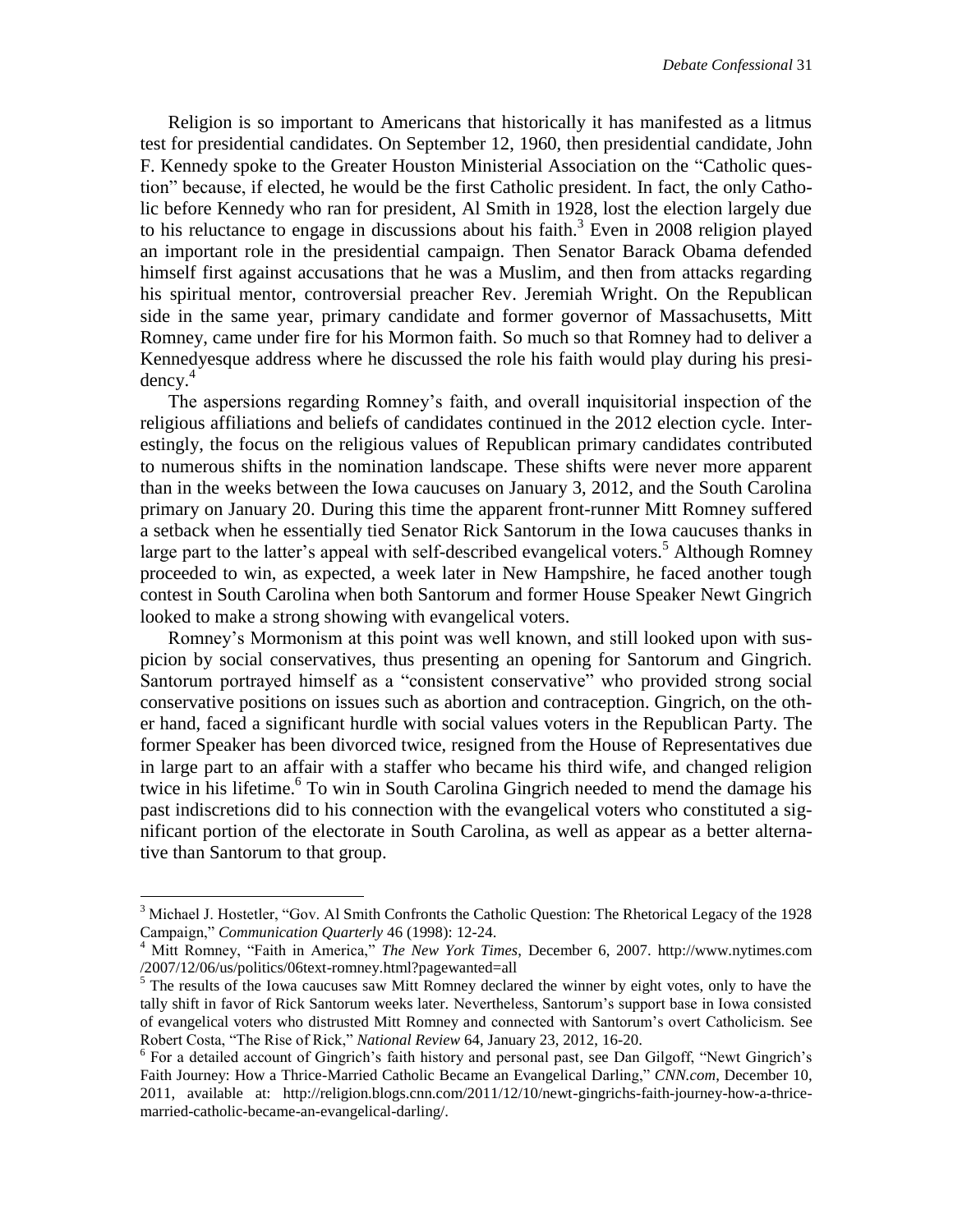Religion is so important to Americans that historically it has manifested as a litmus test for presidential candidates. On September 12, 1960, then presidential candidate, John F. Kennedy spoke to the Greater Houston Ministerial Association on the "Catholic question" because, if elected, he would be the first Catholic president. In fact, the only Catholic before Kennedy who ran for president, Al Smith in 1928, lost the election largely due to his reluctance to engage in discussions about his faith.[3] Even in 2008 religion played an important role in the presidential campaign. Then Senator Barack Obama defended himself first against accusations that he was a Muslim, and then from attacks regarding his spiritual mentor, controversial preacher Rev. Jeremiah Wright. On the Republican side in the same year, primary candidate and former governor of Massachusetts, Mitt Romney, came under fire for his Mormon faith. So much so that Romney had to deliver a Kennedyesque address where he discussed the role his faith would play during his presidency.[4]

The aspersions regarding Romney's faith, and overall inquisitorial inspection of the religious affiliations and beliefs of candidates continued in the 2012 election cycle. Interestingly, the focus on the religious values of Republican primary candidates contributed to numerous shifts in the nomination landscape. These shifts were never more apparent than in the weeks between the Iowa caucuses on January 3, 2012, and the South Carolina primary on January 20. During this time the apparent front-runner Mitt Romney suffered a setback when he essentially tied Senator Rick Santorum in the Iowa caucuses thanks in large part to the latter's appeal with self-described evangelical voters.[5] Although Romney proceeded to win, as expected, a week later in New Hampshire, he faced another tough contest in South Carolina when both Santorum and former House Speaker Newt Gingrich looked to make a strong showing with evangelical voters.

Romney's Mormonism at this point was well known, and still looked upon with suspicion by social conservatives, thus presenting an opening for Santorum and Gingrich. Santorum portrayed himself as a "consistent conservative" who provided strong social conservative positions on issues such as abortion and contraception. Gingrich, on the other hand, faced a significant hurdle with social values voters in the Republican Party. The former Speaker has been divorced twice, resigned from the House of Representatives due in large part to an affair with a staffer who became his third wife, and changed religion twice in his lifetime.[6] To win in South Carolina Gingrich needed to mend the damage his past indiscretions did to his connection with the evangelical voters who constituted a significant portion of the electorate in South Carolina, as well as appear as a better alternative than Santorum to that group.

---

[3] Michael J. Hostetler, "Gov. Al Smith Confronts the Catholic Question: The Rhetorical Legacy of the 1928 Campaign," *Communication Quarterly* 46 (1998): 12-24.

[4] Mitt Romney, "Faith in America," *The New York Times*, December 6, 2007. http://www.nytimes.com/2007/12/06/us/politics/06text-romney.html?pagewanted=all

[5] The results of the Iowa caucuses saw Mitt Romney declared the winner by eight votes, only to have the tally shift in favor of Rick Santorum weeks later. Nevertheless, Santorum's support base in Iowa consisted of evangelical voters who distrusted Mitt Romney and connected with Santorum's overt Catholicism. See Robert Costa, "The Rise of Rick," *National Review* 64, January 23, 2012, 16-20.

[6] For a detailed account of Gingrich's faith history and personal past, see Dan Gilgoff, "Newt Gingrich's Faith Journey: How a Thrice-Married Catholic Became an Evangelical Darling," *CNN.com*, December 10, 2011, available at: http://religion.blogs.cnn.com/2011/12/10/newt-gingrichs-faith-journey-how-a-thrice-married-catholic-became-an-evangelical-darling/.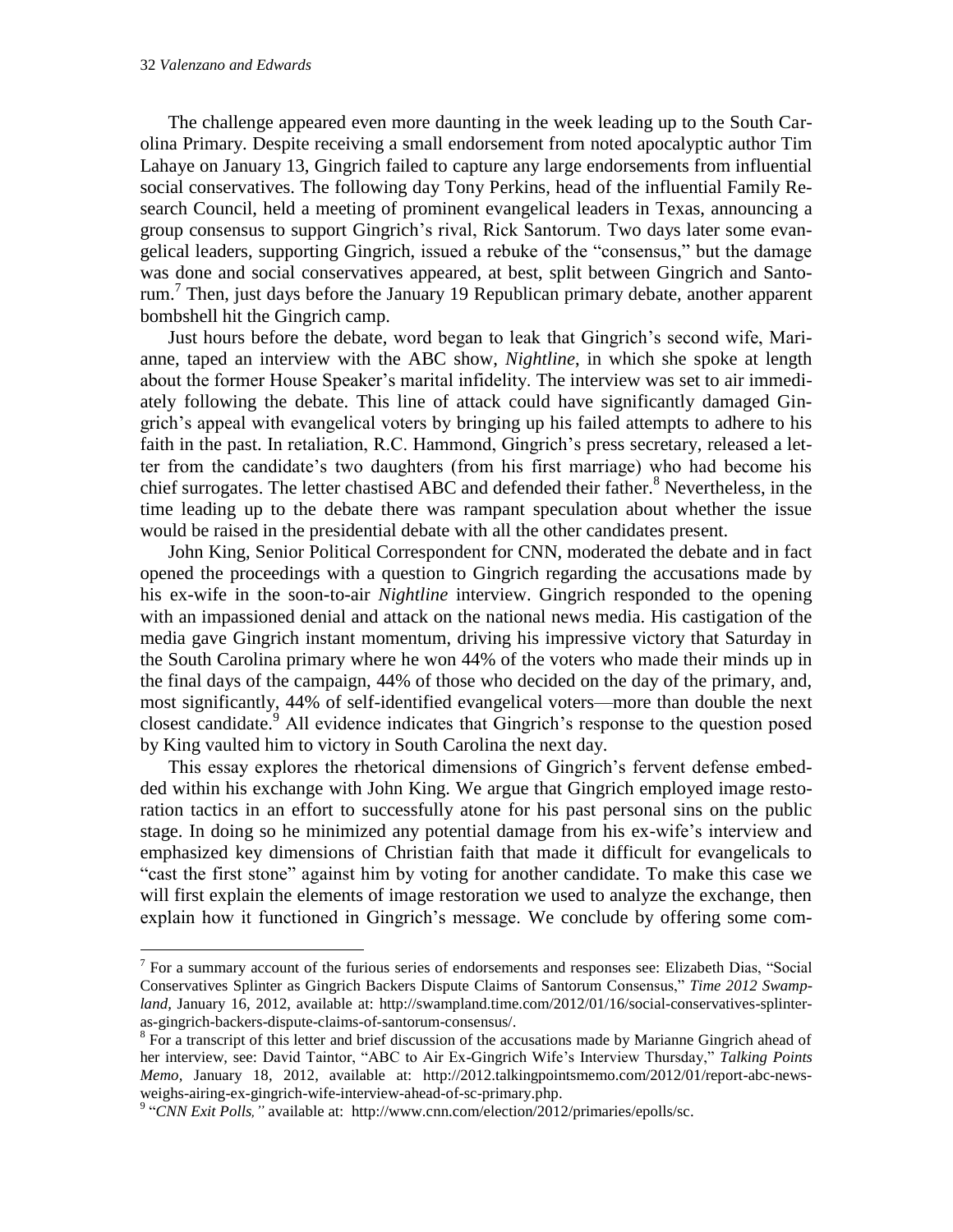The challenge appeared even more daunting in the week leading up to the South Carolina Primary. Despite receiving a small endorsement from noted apocalyptic author Tim Lahaye on January 13, Gingrich failed to capture any large endorsements from influential social conservatives. The following day Tony Perkins, head of the influential Family Research Council, held a meeting of prominent evangelical leaders in Texas, announcing a group consensus to support Gingrich's rival, Rick Santorum. Two days later some evangelical leaders, supporting Gingrich, issued a rebuke of the "consensus," but the damage was done and social conservatives appeared, at best, split between Gingrich and Santorum.[7] Then, just days before the January 19 Republican primary debate, another apparent bombshell hit the Gingrich camp.

Just hours before the debate, word began to leak that Gingrich's second wife, Marianne, taped an interview with the ABC show, *Nightline*, in which she spoke at length about the former House Speaker's marital infidelity. The interview was set to air immediately following the debate. This line of attack could have significantly damaged Gingrich's appeal with evangelical voters by bringing up his failed attempts to adhere to his faith in the past. In retaliation, R.C. Hammond, Gingrich's press secretary, released a letter from the candidate's two daughters (from his first marriage) who had become his chief surrogates. The letter chastised ABC and defended their father.[8] Nevertheless, in the time leading up to the debate there was rampant speculation about whether the issue would be raised in the presidential debate with all the other candidates present.

John King, Senior Political Correspondent for CNN, moderated the debate and in fact opened the proceedings with a question to Gingrich regarding the accusations made by his ex-wife in the soon-to-air *Nightline* interview. Gingrich responded to the opening with an impassioned denial and attack on the national news media. His castigation of the media gave Gingrich instant momentum, driving his impressive victory that Saturday in the South Carolina primary where he won 44% of the voters who made their minds up in the final days of the campaign, 44% of those who decided on the day of the primary, and, most significantly, 44% of self-identified evangelical voters—more than double the next closest candidate.[9] All evidence indicates that Gingrich's response to the question posed by King vaulted him to victory in South Carolina the next day.

This essay explores the rhetorical dimensions of Gingrich's fervent defense embedded within his exchange with John King. We argue that Gingrich employed image restoration tactics in an effort to successfully atone for his past personal sins on the public stage. In doing so he minimized any potential damage from his ex-wife's interview and emphasized key dimensions of Christian faith that made it difficult for evangelicals to "cast the first stone" against him by voting for another candidate. To make this case we will first explain the elements of image restoration we used to analyze the exchange, then explain how it functioned in Gingrich's message. We conclude by offering some com-

---

[7] For a summary account of the furious series of endorsements and responses see: Elizabeth Dias, "Social Conservatives Splinter as Gingrich Backers Dispute Claims of Santorum Consensus," *Time 2012 Swampland*, January 16, 2012, available at: http://swampland.time.com/2012/01/16/social-conservatives-splinter-as-gingrich-backers-dispute-claims-of-santorum-consensus/.

[8] For a transcript of this letter and brief discussion of the accusations made by Marianne Gingrich ahead of her interview, see: David Taintor, "ABC to Air Ex-Gingrich Wife's Interview Thursday," *Talking Points Memo*, January 18, 2012, available at: http://2012.talkingpointsmemo.com/2012/01/report-abc-news-weighs-airing-ex-gingrich-wife-interview-ahead-of-sc-primary.php.

[9] "*CNN Exit Polls,*" available at: http://www.cnn.com/election/2012/primaries/epolls/sc.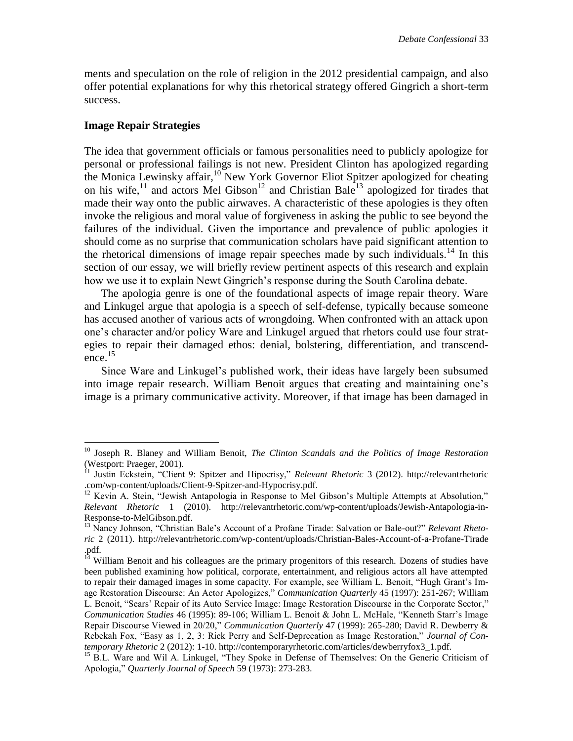ments and speculation on the role of religion in the 2012 presidential campaign, and also offer potential explanations for why this rhetorical strategy offered Gingrich a short-term success.

## Image Repair Strategies

The idea that government officials or famous personalities need to publicly apologize for personal or professional failings is not new. President Clinton has apologized regarding the Monica Lewinsky affair,[10] New York Governor Eliot Spitzer apologized for cheating on his wife,[11] and actors Mel Gibson[12] and Christian Bale[13] apologized for tirades that made their way onto the public airwaves. A characteristic of these apologies is they often invoke the religious and moral value of forgiveness in asking the public to see beyond the failures of the individual. Given the importance and prevalence of public apologies it should come as no surprise that communication scholars have paid significant attention to the rhetorical dimensions of image repair speeches made by such individuals.[14] In this section of our essay, we will briefly review pertinent aspects of this research and explain how we use it to explain Newt Gingrich's response during the South Carolina debate.

The apologia genre is one of the foundational aspects of image repair theory. Ware and Linkugel argue that apologia is a speech of self-defense, typically because someone has accused another of various acts of wrongdoing. When confronted with an attack upon one's character and/or policy Ware and Linkugel argued that rhetors could use four strategies to repair their damaged ethos: denial, bolstering, differentiation, and transcendence.[15]

Since Ware and Linkugel's published work, their ideas have largely been subsumed into image repair research. William Benoit argues that creating and maintaining one's image is a primary communicative activity. Moreover, if that image has been damaged in

---

[10] Joseph R. Blaney and William Benoit, *The Clinton Scandals and the Politics of Image Restoration* (Westport: Praeger, 2001).

[11] Justin Eckstein, "Client 9: Spitzer and Hipocrisy," *Relevant Rhetoric* 3 (2012). http://relevantrhetoric.com/wp-content/uploads/Client-9-Spitzer-and-Hypocrisy.pdf.

[12] Kevin A. Stein, "Jewish Antapologia in Response to Mel Gibson's Multiple Attempts at Absolution," *Relevant Rhetoric* 1 (2010). http://relevantrhetoric.com/wp-content/uploads/Jewish-Antapologia-in-Response-to-MelGibson.pdf.

[13] Nancy Johnson, "Christian Bale's Account of a Profane Tirade: Salvation or Bale-out?" *Relevant Rhetoric* 2 (2011). http://relevantrhetoric.com/wp-content/uploads/Christian-Bales-Account-of-a-Profane-Tirade.pdf.

[14] William Benoit and his colleagues are the primary progenitors of this research. Dozens of studies have been published examining how political, corporate, entertainment, and religious actors all have attempted to repair their damaged images in some capacity. For example, see William L. Benoit, "Hugh Grant's Image Restoration Discourse: An Actor Apologizes," *Communication Quarterly* 45 (1997): 251-267; William L. Benoit, "Sears' Repair of its Auto Service Image: Image Restoration Discourse in the Corporate Sector," *Communication Studies* 46 (1995): 89-106; William L. Benoit & John L. McHale, "Kenneth Starr's Image Repair Discourse Viewed in 20/20," *Communication Quarterly* 47 (1999): 265-280; David R. Dewberry & Rebekah Fox, "Easy as 1, 2, 3: Rick Perry and Self-Deprecation as Image Restoration," *Journal of Contemporary Rhetoric* 2 (2012): 1-10. http://contemporaryrhetoric.com/articles/dewberryfox3_1.pdf.

[15] B.L. Ware and Wil A. Linkugel, "They Spoke in Defense of Themselves: On the Generic Criticism of Apologia," *Quarterly Journal of Speech* 59 (1973): 273-283.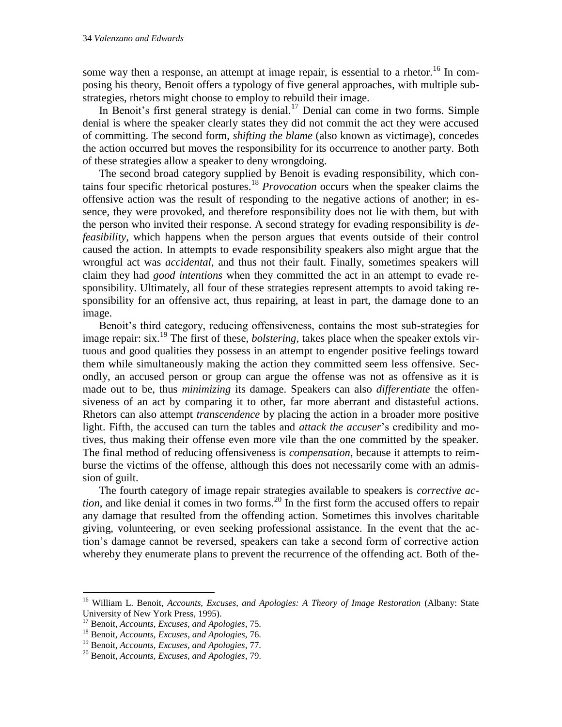some way then a response, an attempt at image repair, is essential to a rhetor.[16] In composing his theory, Benoit offers a typology of five general approaches, with multiple sub-strategies, rhetors might choose to employ to rebuild their image.

In Benoit's first general strategy is denial.[17] Denial can come in two forms. Simple denial is where the speaker clearly states they did not commit the act they were accused of committing. The second form, *shifting the blame* (also known as victimage), concedes the action occurred but moves the responsibility for its occurrence to another party. Both of these strategies allow a speaker to deny wrongdoing.

The second broad category supplied by Benoit is evading responsibility, which contains four specific rhetorical postures.[18] *Provocation* occurs when the speaker claims the offensive action was the result of responding to the negative actions of another; in essence, they were provoked, and therefore responsibility does not lie with them, but with the person who invited their response. A second strategy for evading responsibility is *defeasibility*, which happens when the person argues that events outside of their control caused the action. In attempts to evade responsibility speakers also might argue that the wrongful act was *accidental*, and thus not their fault. Finally, sometimes speakers will claim they had *good intentions* when they committed the act in an attempt to evade responsibility. Ultimately, all four of these strategies represent attempts to avoid taking responsibility for an offensive act, thus repairing, at least in part, the damage done to an image.

Benoit's third category, reducing offensiveness, contains the most sub-strategies for image repair: six.[19] The first of these, *bolstering*, takes place when the speaker extols virtuous and good qualities they possess in an attempt to engender positive feelings toward them while simultaneously making the action they committed seem less offensive. Secondly, an accused person or group can argue the offense was not as offensive as it is made out to be, thus *minimizing* its damage. Speakers can also *differentiate* the offensiveness of an act by comparing it to other, far more aberrant and distasteful actions. Rhetors can also attempt *transcendence* by placing the action in a broader more positive light. Fifth, the accused can turn the tables and *attack the accuser*'s credibility and motives, thus making their offense even more vile than the one committed by the speaker. The final method of reducing offensiveness is *compensation*, because it attempts to reimburse the victims of the offense, although this does not necessarily come with an admission of guilt.

The fourth category of image repair strategies available to speakers is *corrective action*, and like denial it comes in two forms.[20] In the first form the accused offers to repair any damage that resulted from the offending action. Sometimes this involves charitable giving, volunteering, or even seeking professional assistance. In the event that the action's damage cannot be reversed, speakers can take a second form of corrective action whereby they enumerate plans to prevent the recurrence of the offending act. Both of the-

---

[16] William L. Benoit, *Accounts, Excuses, and Apologies: A Theory of Image Restoration* (Albany: State University of New York Press, 1995).

[17] Benoit, *Accounts, Excuses, and Apologies*, 75.

[18] Benoit, *Accounts, Excuses, and Apologies*, 76.

[19] Benoit, *Accounts, Excuses, and Apologies*, 77.

[20] Benoit, *Accounts, Excuses, and Apologies*, 79.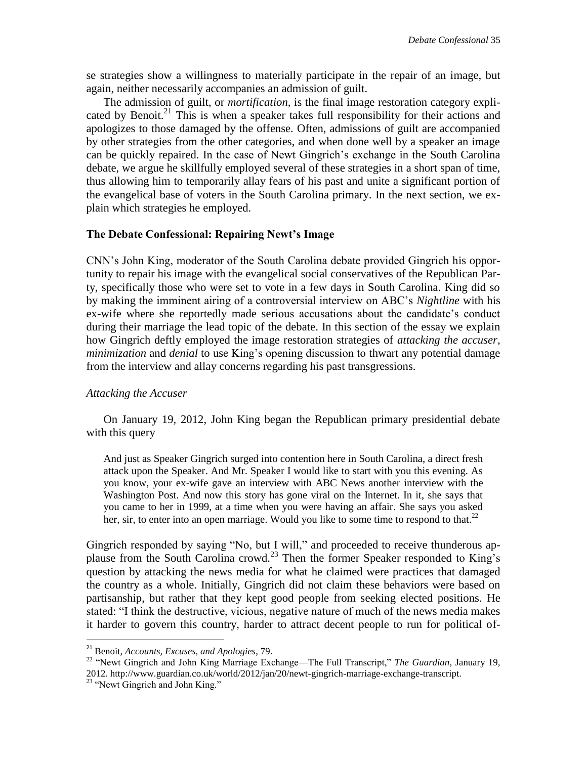se strategies show a willingness to materially participate in the repair of an image, but again, neither necessarily accompanies an admission of guilt.

The admission of guilt, or *mortification*, is the final image restoration category explicated by Benoit.[21] This is when a speaker takes full responsibility for their actions and apologizes to those damaged by the offense. Often, admissions of guilt are accompanied by other strategies from the other categories, and when done well by a speaker an image can be quickly repaired. In the case of Newt Gingrich's exchange in the South Carolina debate, we argue he skillfully employed several of these strategies in a short span of time, thus allowing him to temporarily allay fears of his past and unite a significant portion of the evangelical base of voters in the South Carolina primary. In the next section, we explain which strategies he employed.

## The Debate Confessional: Repairing Newt's Image

CNN's John King, moderator of the South Carolina debate provided Gingrich his opportunity to repair his image with the evangelical social conservatives of the Republican Party, specifically those who were set to vote in a few days in South Carolina. King did so by making the imminent airing of a controversial interview on ABC's *Nightline* with his ex-wife where she reportedly made serious accusations about the candidate's conduct during their marriage the lead topic of the debate. In this section of the essay we explain how Gingrich deftly employed the image restoration strategies of *attacking the accuser*, *minimization* and *denial* to use King's opening discussion to thwart any potential damage from the interview and allay concerns regarding his past transgressions.

### *Attacking the Accuser*

On January 19, 2012, John King began the Republican primary presidential debate with this query

> And just as Speaker Gingrich surged into contention here in South Carolina, a direct fresh attack upon the Speaker. And Mr. Speaker I would like to start with you this evening. As you know, your ex-wife gave an interview with ABC News another interview with the Washington Post. And now this story has gone viral on the Internet. In it, she says that you came to her in 1999, at a time when you were having an affair. She says you asked her, sir, to enter into an open marriage. Would you like to some time to respond to that.[22]

Gingrich responded by saying "No, but I will," and proceeded to receive thunderous applause from the South Carolina crowd.[23] Then the former Speaker responded to King's question by attacking the news media for what he claimed were practices that damaged the country as a whole. Initially, Gingrich did not claim these behaviors were based on partisanship, but rather that they kept good people from seeking elected positions. He stated: "I think the destructive, vicious, negative nature of much of the news media makes it harder to govern this country, harder to attract decent people to run for political of-

---

[21] Benoit, *Accounts, Excuses, and Apologies*, 79.

[22] "Newt Gingrich and John King Marriage Exchange—The Full Transcript," *The Guardian*, January 19, 2012. http://www.guardian.co.uk/world/2012/jan/20/newt-gingrich-marriage-exchange-transcript.

[23] "Newt Gingrich and John King."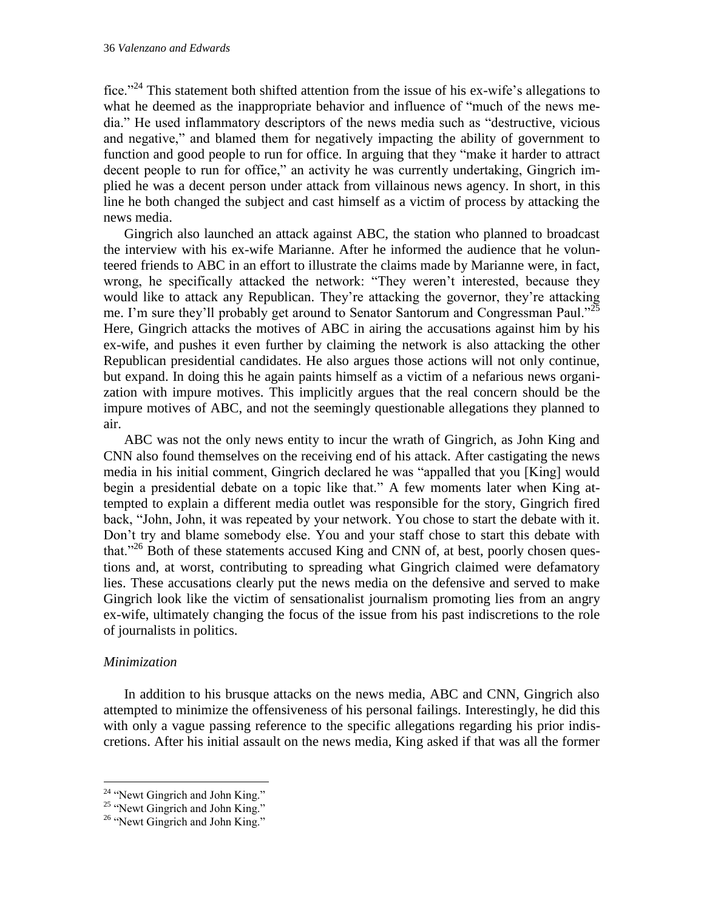fice."[24] This statement both shifted attention from the issue of his ex-wife's allegations to what he deemed as the inappropriate behavior and influence of "much of the news media." He used inflammatory descriptors of the news media such as "destructive, vicious and negative," and blamed them for negatively impacting the ability of government to function and good people to run for office. In arguing that they "make it harder to attract decent people to run for office," an activity he was currently undertaking, Gingrich implied he was a decent person under attack from villainous news agency. In short, in this line he both changed the subject and cast himself as a victim of process by attacking the news media.

Gingrich also launched an attack against ABC, the station who planned to broadcast the interview with his ex-wife Marianne. After he informed the audience that he volunteered friends to ABC in an effort to illustrate the claims made by Marianne were, in fact, wrong, he specifically attacked the network: "They weren't interested, because they would like to attack any Republican. They're attacking the governor, they're attacking me. I'm sure they'll probably get around to Senator Santorum and Congressman Paul."[25] Here, Gingrich attacks the motives of ABC in airing the accusations against him by his ex-wife, and pushes it even further by claiming the network is also attacking the other Republican presidential candidates. He also argues those actions will not only continue, but expand. In doing this he again paints himself as a victim of a nefarious news organization with impure motives. This implicitly argues that the real concern should be the impure motives of ABC, and not the seemingly questionable allegations they planned to air.

ABC was not the only news entity to incur the wrath of Gingrich, as John King and CNN also found themselves on the receiving end of his attack. After castigating the news media in his initial comment, Gingrich declared he was "appalled that you [King] would begin a presidential debate on a topic like that." A few moments later when King attempted to explain a different media outlet was responsible for the story, Gingrich fired back, "John, John, it was repeated by your network. You chose to start the debate with it. Don't try and blame somebody else. You and your staff chose to start this debate with that."[26] Both of these statements accused King and CNN of, at best, poorly chosen questions and, at worst, contributing to spreading what Gingrich claimed were defamatory lies. These accusations clearly put the news media on the defensive and served to make Gingrich look like the victim of sensationalist journalism promoting lies from an angry ex-wife, ultimately changing the focus of the issue from his past indiscretions to the role of journalists in politics.

### *Minimization*

In addition to his brusque attacks on the news media, ABC and CNN, Gingrich also attempted to minimize the offensiveness of his personal failings. Interestingly, he did this with only a vague passing reference to the specific allegations regarding his prior indiscretions. After his initial assault on the news media, King asked if that was all the former

---

[24] "Newt Gingrich and John King."

[25] "Newt Gingrich and John King."

[26] "Newt Gingrich and John King."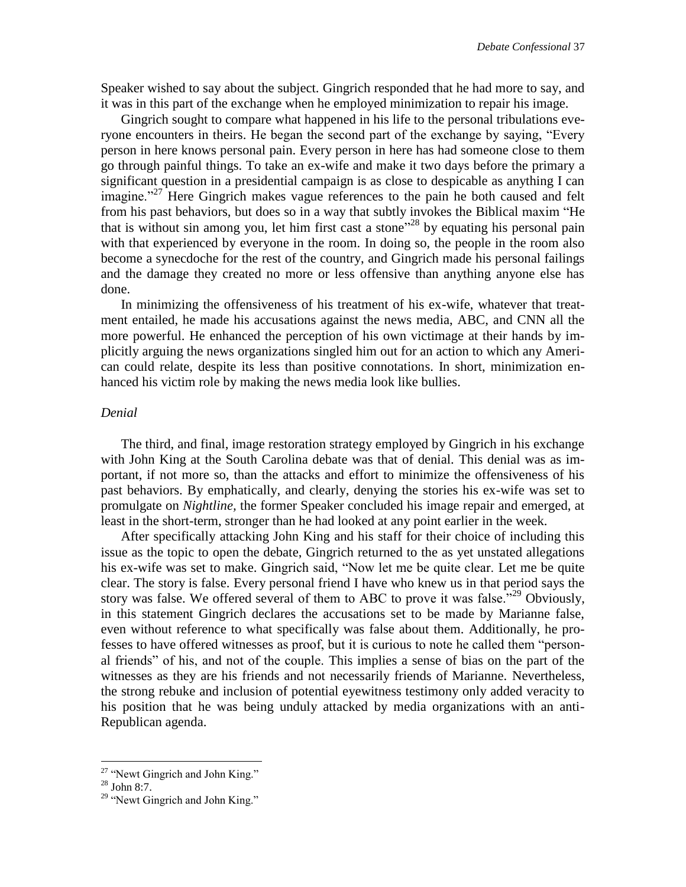Speaker wished to say about the subject. Gingrich responded that he had more to say, and it was in this part of the exchange when he employed minimization to repair his image.

Gingrich sought to compare what happened in his life to the personal tribulations everyone encounters in theirs. He began the second part of the exchange by saying, "Every person in here knows personal pain. Every person in here has had someone close to them go through painful things. To take an ex-wife and make it two days before the primary a significant question in a presidential campaign is as close to despicable as anything I can imagine."[27] Here Gingrich makes vague references to the pain he both caused and felt from his past behaviors, but does so in a way that subtly invokes the Biblical maxim "He that is without sin among you, let him first cast a stone"[28] by equating his personal pain with that experienced by everyone in the room. In doing so, the people in the room also become a synecdoche for the rest of the country, and Gingrich made his personal failings and the damage they created no more or less offensive than anything anyone else has done.

In minimizing the offensiveness of his treatment of his ex-wife, whatever that treatment entailed, he made his accusations against the news media, ABC, and CNN all the more powerful. He enhanced the perception of his own victimage at their hands by implicitly arguing the news organizations singled him out for an action to which any American could relate, despite its less than positive connotations. In short, minimization enhanced his victim role by making the news media look like bullies.

### *Denial*

The third, and final, image restoration strategy employed by Gingrich in his exchange with John King at the South Carolina debate was that of denial. This denial was as important, if not more so, than the attacks and effort to minimize the offensiveness of his past behaviors. By emphatically, and clearly, denying the stories his ex-wife was set to promulgate on *Nightline,* the former Speaker concluded his image repair and emerged, at least in the short-term, stronger than he had looked at any point earlier in the week.

After specifically attacking John King and his staff for their choice of including this issue as the topic to open the debate, Gingrich returned to the as yet unstated allegations his ex-wife was set to make. Gingrich said, "Now let me be quite clear. Let me be quite clear. The story is false. Every personal friend I have who knew us in that period says the story was false. We offered several of them to ABC to prove it was false."[29] Obviously, in this statement Gingrich declares the accusations set to be made by Marianne false, even without reference to what specifically was false about them. Additionally, he professes to have offered witnesses as proof, but it is curious to note he called them "personal friends" of his, and not of the couple. This implies a sense of bias on the part of the witnesses as they are his friends and not necessarily friends of Marianne. Nevertheless, the strong rebuke and inclusion of potential eyewitness testimony only added veracity to his position that he was being unduly attacked by media organizations with an anti-Republican agenda.

---

[27] "Newt Gingrich and John King."

[28] John 8:7.

[29] "Newt Gingrich and John King."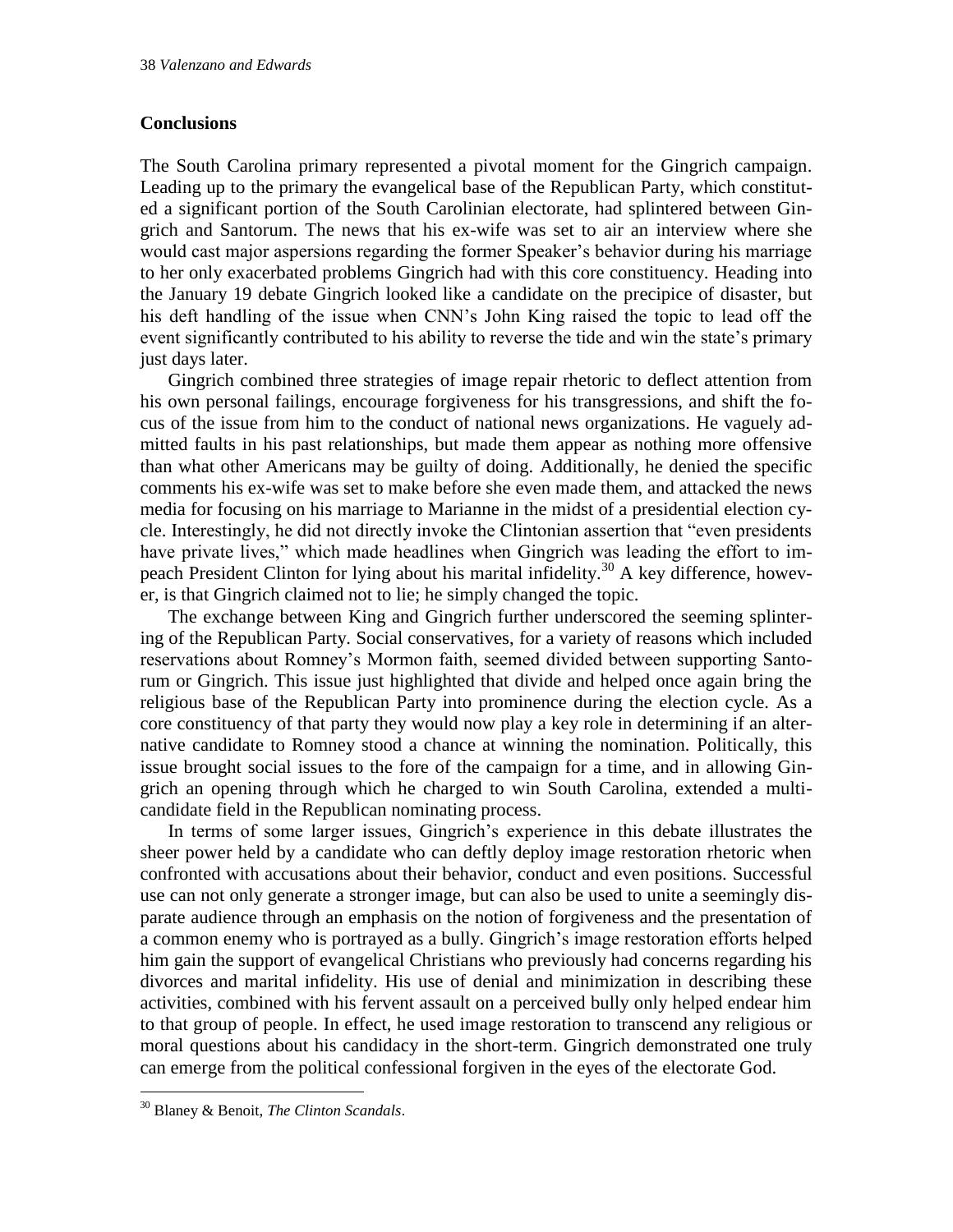## Conclusions

The South Carolina primary represented a pivotal moment for the Gingrich campaign. Leading up to the primary the evangelical base of the Republican Party, which constituted a significant portion of the South Carolinian electorate, had splintered between Gingrich and Santorum. The news that his ex-wife was set to air an interview where she would cast major aspersions regarding the former Speaker's behavior during his marriage to her only exacerbated problems Gingrich had with this core constituency. Heading into the January 19 debate Gingrich looked like a candidate on the precipice of disaster, but his deft handling of the issue when CNN's John King raised the topic to lead off the event significantly contributed to his ability to reverse the tide and win the state's primary just days later.

Gingrich combined three strategies of image repair rhetoric to deflect attention from his own personal failings, encourage forgiveness for his transgressions, and shift the focus of the issue from him to the conduct of national news organizations. He vaguely admitted faults in his past relationships, but made them appear as nothing more offensive than what other Americans may be guilty of doing. Additionally, he denied the specific comments his ex-wife was set to make before she even made them, and attacked the news media for focusing on his marriage to Marianne in the midst of a presidential election cycle. Interestingly, he did not directly invoke the Clintonian assertion that "even presidents have private lives," which made headlines when Gingrich was leading the effort to impeach President Clinton for lying about his marital infidelity.[30] A key difference, however, is that Gingrich claimed not to lie; he simply changed the topic.

The exchange between King and Gingrich further underscored the seeming splintering of the Republican Party. Social conservatives, for a variety of reasons which included reservations about Romney's Mormon faith, seemed divided between supporting Santorum or Gingrich. This issue just highlighted that divide and helped once again bring the religious base of the Republican Party into prominence during the election cycle. As a core constituency of that party they would now play a key role in determining if an alternative candidate to Romney stood a chance at winning the nomination. Politically, this issue brought social issues to the fore of the campaign for a time, and in allowing Gingrich an opening through which he charged to win South Carolina, extended a multi-candidate field in the Republican nominating process.

In terms of some larger issues, Gingrich's experience in this debate illustrates the sheer power held by a candidate who can deftly deploy image restoration rhetoric when confronted with accusations about their behavior, conduct and even positions. Successful use can not only generate a stronger image, but can also be used to unite a seemingly disparate audience through an emphasis on the notion of forgiveness and the presentation of a common enemy who is portrayed as a bully. Gingrich's image restoration efforts helped him gain the support of evangelical Christians who previously had concerns regarding his divorces and marital infidelity. His use of denial and minimization in describing these activities, combined with his fervent assault on a perceived bully only helped endear him to that group of people. In effect, he used image restoration to transcend any religious or moral questions about his candidacy in the short-term. Gingrich demonstrated one truly can emerge from the political confessional forgiven in the eyes of the electorate God.

---

[30] Blaney & Benoit, *The Clinton Scandals*.